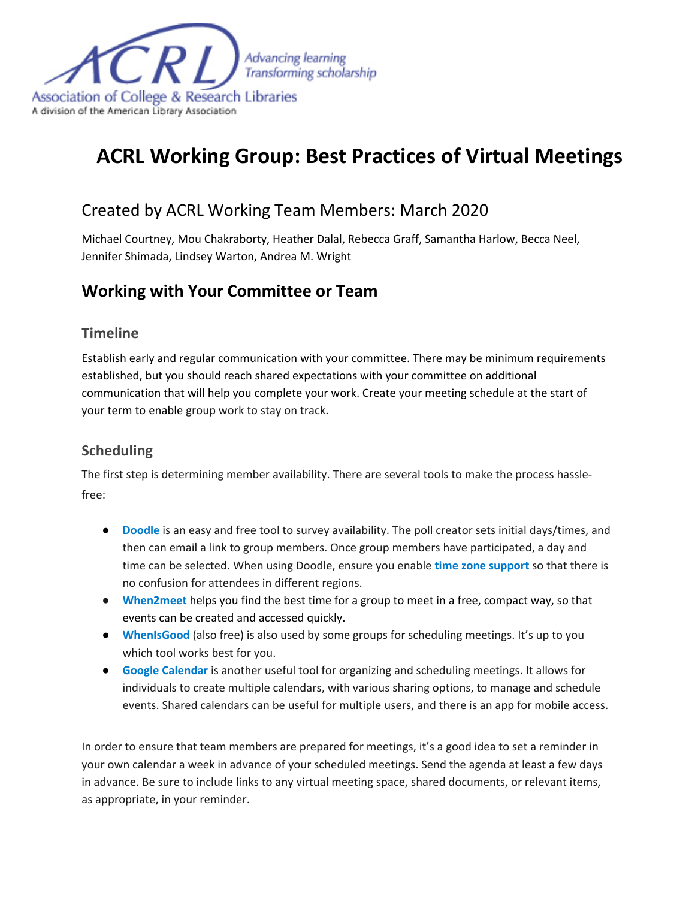ACRL Advancing learning Transforming scholarship

Association of College & Research Libraries

A division of the American Library Association

# ACRL Working Group: Best Practices of Virtual Meetings

## Created by ACRL Working Team Members: March 2020

Michael Courtney, Mou Chakraborty, Heather Dalal, Rebecca Graff, Samantha Harlow, Becca Neel, Jennifer Shimada, Lindsey Warton, Andrea M. Wright

## Working with Your Committee or Team

### Timeline

Establish early and regular communication with your committee. There may be minimum requirements established, but you should reach shared expectations with your committee on additional communication that will help you complete your work. Create your meeting schedule at the start of your term to enable group work to stay on track.

### Scheduling

The first step is determining member availability. There are several tools to make the process hassle-free:

- **Doodle** is an easy and free tool to survey availability. The poll creator sets initial days/times, and then can email a link to group members. Once group members have participated, a day and time can be selected. When using Doodle, ensure you enable **time zone support** so that there is no confusion for attendees in different regions.
- **When2meet** helps you find the best time for a group to meet in a free, compact way, so that events can be created and accessed quickly.
- **WhenIsGood** (also free) is also used by some groups for scheduling meetings. It's up to you which tool works best for you.
- **Google Calendar** is another useful tool for organizing and scheduling meetings. It allows for individuals to create multiple calendars, with various sharing options, to manage and schedule events. Shared calendars can be useful for multiple users, and there is an app for mobile access.

In order to ensure that team members are prepared for meetings, it's a good idea to set a reminder in your own calendar a week in advance of your scheduled meetings. Send the agenda at least a few days in advance. Be sure to include links to any virtual meeting space, shared documents, or relevant items, as appropriate, in your reminder.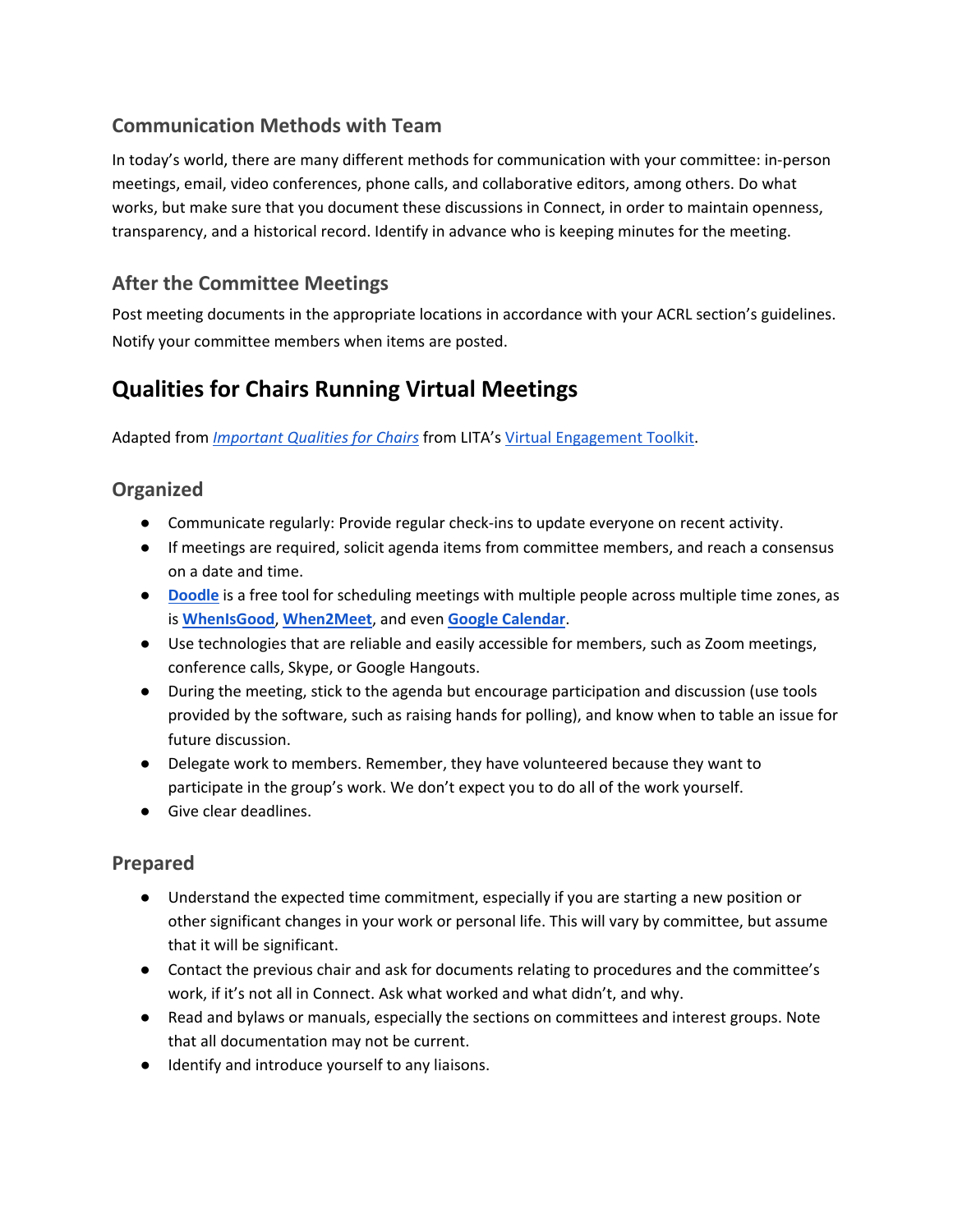### Communication Methods with Team

In today's world, there are many different methods for communication with your committee: in-person meetings, email, video conferences, phone calls, and collaborative editors, among others. Do what works, but make sure that you document these discussions in Connect, in order to maintain openness, transparency, and a historical record. Identify in advance who is keeping minutes for the meeting.

### After the Committee Meetings

Post meeting documents in the appropriate locations in accordance with your ACRL section's guidelines. Notify your committee members when items are posted.

## Qualities for Chairs Running Virtual Meetings

Adapted from *Important Qualities for Chairs* from LITA's Virtual Engagement Toolkit.

### Organized

- Communicate regularly: Provide regular check-ins to update everyone on recent activity.
- If meetings are required, solicit agenda items from committee members, and reach a consensus on a date and time.
- **Doodle** is a free tool for scheduling meetings with multiple people across multiple time zones, as is **WhenIsGood**, **When2Meet**, and even **Google Calendar**.
- Use technologies that are reliable and easily accessible for members, such as Zoom meetings, conference calls, Skype, or Google Hangouts.
- During the meeting, stick to the agenda but encourage participation and discussion (use tools provided by the software, such as raising hands for polling), and know when to table an issue for future discussion.
- Delegate work to members. Remember, they have volunteered because they want to participate in the group's work. We don't expect you to do all of the work yourself.
- Give clear deadlines.

### Prepared

- Understand the expected time commitment, especially if you are starting a new position or other significant changes in your work or personal life. This will vary by committee, but assume that it will be significant.
- Contact the previous chair and ask for documents relating to procedures and the committee's work, if it's not all in Connect. Ask what worked and what didn't, and why.
- Read and bylaws or manuals, especially the sections on committees and interest groups. Note that all documentation may not be current.
- Identify and introduce yourself to any liaisons.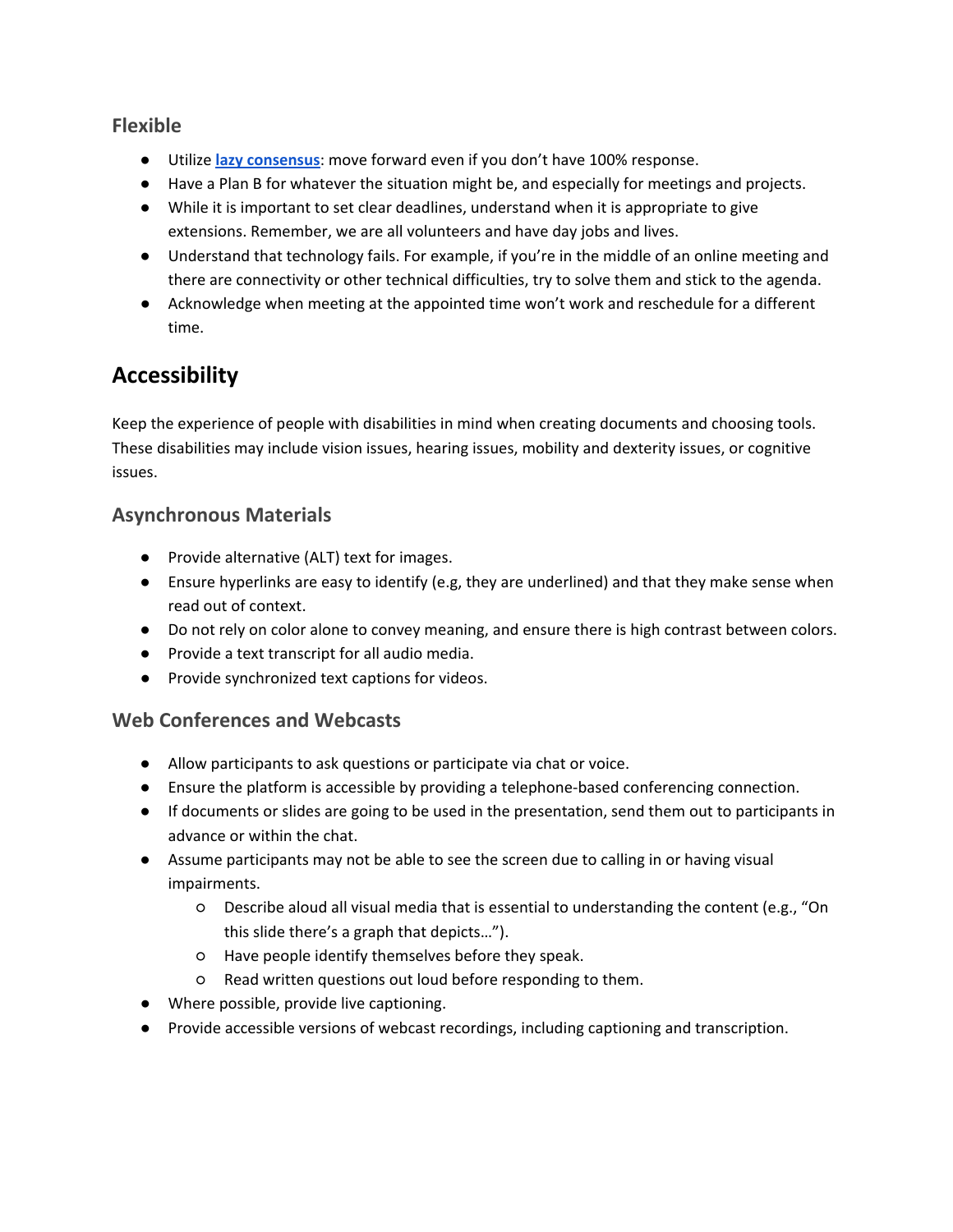### Flexible

- Utilize **lazy consensus**: move forward even if you don't have 100% response.
- Have a Plan B for whatever the situation might be, and especially for meetings and projects.
- While it is important to set clear deadlines, understand when it is appropriate to give extensions. Remember, we are all volunteers and have day jobs and lives.
- Understand that technology fails. For example, if you're in the middle of an online meeting and there are connectivity or other technical difficulties, try to solve them and stick to the agenda.
- Acknowledge when meeting at the appointed time won't work and reschedule for a different time.

## Accessibility

Keep the experience of people with disabilities in mind when creating documents and choosing tools. These disabilities may include vision issues, hearing issues, mobility and dexterity issues, or cognitive issues.

### Asynchronous Materials

- Provide alternative (ALT) text for images.
- Ensure hyperlinks are easy to identify (e.g, they are underlined) and that they make sense when read out of context.
- Do not rely on color alone to convey meaning, and ensure there is high contrast between colors.
- Provide a text transcript for all audio media.
- Provide synchronized text captions for videos.

### Web Conferences and Webcasts

- Allow participants to ask questions or participate via chat or voice.
- Ensure the platform is accessible by providing a telephone-based conferencing connection.
- If documents or slides are going to be used in the presentation, send them out to participants in advance or within the chat.
- Assume participants may not be able to see the screen due to calling in or having visual impairments.
  - Describe aloud all visual media that is essential to understanding the content (e.g., "On this slide there's a graph that depicts…").
  - Have people identify themselves before they speak.
  - Read written questions out loud before responding to them.
- Where possible, provide live captioning.
- Provide accessible versions of webcast recordings, including captioning and transcription.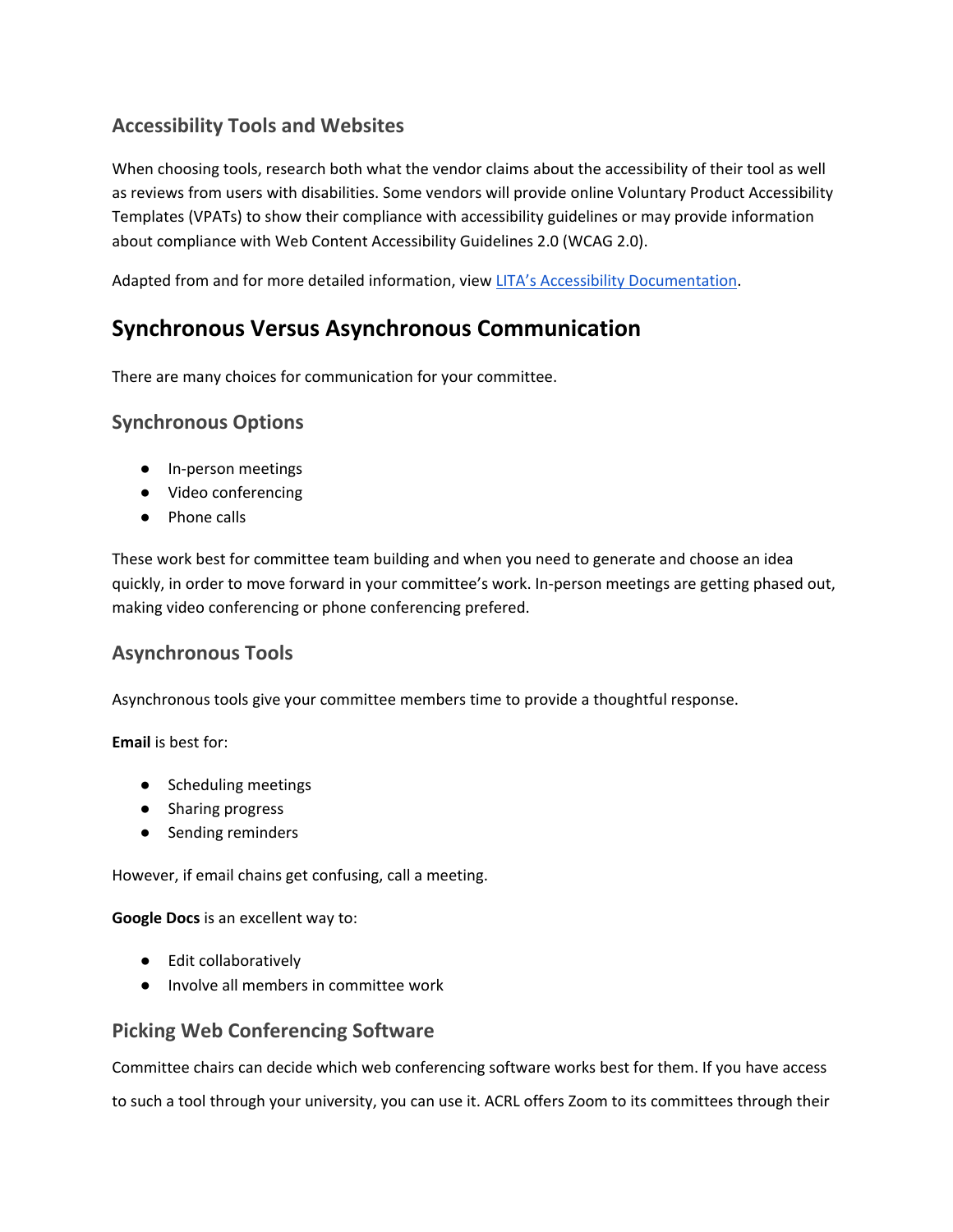### Accessibility Tools and Websites

When choosing tools, research both what the vendor claims about the accessibility of their tool as well as reviews from users with disabilities. Some vendors will provide online Voluntary Product Accessibility Templates (VPATs) to show their compliance with accessibility guidelines or may provide information about compliance with Web Content Accessibility Guidelines 2.0 (WCAG 2.0).

Adapted from and for more detailed information, view LITA's Accessibility Documentation.

## Synchronous Versus Asynchronous Communication

There are many choices for communication for your committee.

### Synchronous Options

- In-person meetings
- Video conferencing
- Phone calls

These work best for committee team building and when you need to generate and choose an idea quickly, in order to move forward in your committee's work. In-person meetings are getting phased out, making video conferencing or phone conferencing prefered.

### Asynchronous Tools

Asynchronous tools give your committee members time to provide a thoughtful response.

**Email** is best for:

- Scheduling meetings
- Sharing progress
- Sending reminders

However, if email chains get confusing, call a meeting.

**Google Docs** is an excellent way to:

- Edit collaboratively
- Involve all members in committee work

### Picking Web Conferencing Software

Committee chairs can decide which web conferencing software works best for them. If you have access to such a tool through your university, you can use it. ACRL offers Zoom to its committees through their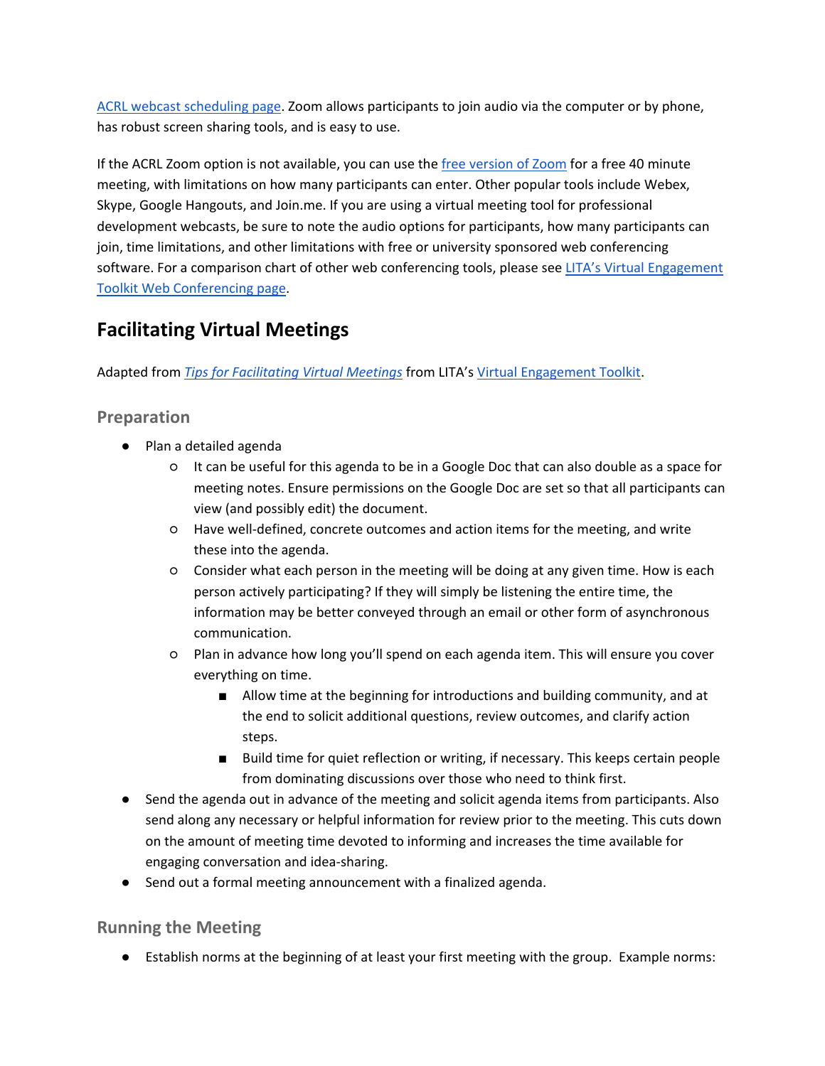[ACRL webcast scheduling page](). Zoom allows participants to join audio via the computer or by phone, has robust screen sharing tools, and is easy to use.

If the ACRL Zoom option is not available, you can use the [free version of Zoom]() for a free 40 minute meeting, with limitations on how many participants can enter. Other popular tools include Webex, Skype, Google Hangouts, and Join.me. If you are using a virtual meeting tool for professional development webcasts, be sure to note the audio options for participants, how many participants can join, time limitations, and other limitations with free or university sponsored web conferencing software. For a comparison chart of other web conferencing tools, please see [LITA's Virtual Engagement Toolkit Web Conferencing page]().

## Facilitating Virtual Meetings

Adapted from [*Tips for Facilitating Virtual Meetings*]() from LITA's [Virtual Engagement Toolkit]().

### Preparation

- Plan a detailed agenda
  - It can be useful for this agenda to be in a Google Doc that can also double as a space for meeting notes. Ensure permissions on the Google Doc are set so that all participants can view (and possibly edit) the document.
  - Have well-defined, concrete outcomes and action items for the meeting, and write these into the agenda.
  - Consider what each person in the meeting will be doing at any given time. How is each person actively participating? If they will simply be listening the entire time, the information may be better conveyed through an email or other form of asynchronous communication.
  - Plan in advance how long you'll spend on each agenda item. This will ensure you cover everything on time.
    - Allow time at the beginning for introductions and building community, and at the end to solicit additional questions, review outcomes, and clarify action steps.
    - Build time for quiet reflection or writing, if necessary. This keeps certain people from dominating discussions over those who need to think first.
- Send the agenda out in advance of the meeting and solicit agenda items from participants. Also send along any necessary or helpful information for review prior to the meeting. This cuts down on the amount of meeting time devoted to informing and increases the time available for engaging conversation and idea-sharing.
- Send out a formal meeting announcement with a finalized agenda.

### Running the Meeting

- Establish norms at the beginning of at least your first meeting with the group. Example norms: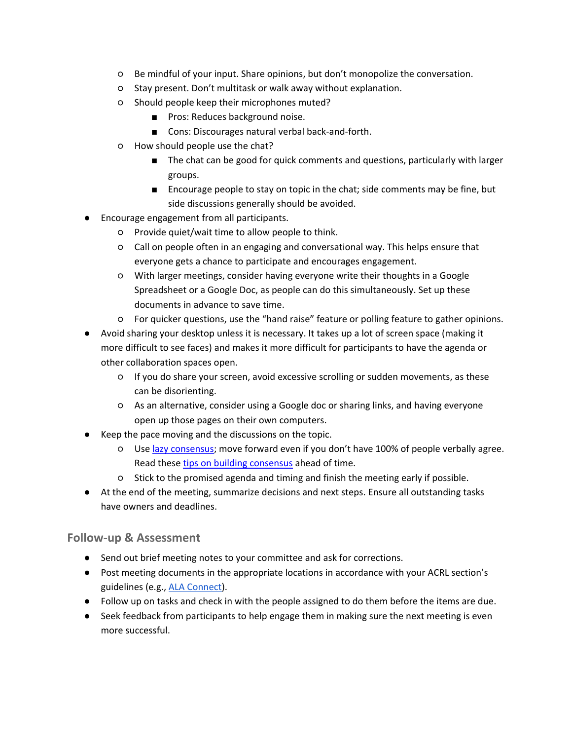- Be mindful of your input. Share opinions, but don't monopolize the conversation.
    - Stay present. Don't multitask or walk away without explanation.
    - Should people keep their microphones muted?
        - Pros: Reduces background noise.
        - Cons: Discourages natural verbal back-and-forth.
    - How should people use the chat?
        - The chat can be good for quick comments and questions, particularly with larger groups.
        - Encourage people to stay on topic in the chat; side comments may be fine, but side discussions generally should be avoided.
- Encourage engagement from all participants.
    - Provide quiet/wait time to allow people to think.
    - Call on people often in an engaging and conversational way. This helps ensure that everyone gets a chance to participate and encourages engagement.
    - With larger meetings, consider having everyone write their thoughts in a Google Spreadsheet or a Google Doc, as people can do this simultaneously. Set up these documents in advance to save time.
    - For quicker questions, use the "hand raise" feature or polling feature to gather opinions.
- Avoid sharing your desktop unless it is necessary. It takes up a lot of screen space (making it more difficult to see faces) and makes it more difficult for participants to have the agenda or other collaboration spaces open.
    - If you do share your screen, avoid excessive scrolling or sudden movements, as these can be disorienting.
    - As an alternative, consider using a Google doc or sharing links, and having everyone open up those pages on their own computers.
- Keep the pace moving and the discussions on the topic.
    - Use lazy consensus; move forward even if you don't have 100% of people verbally agree. Read these tips on building consensus ahead of time.
    - Stick to the promised agenda and timing and finish the meeting early if possible.
- At the end of the meeting, summarize decisions and next steps. Ensure all outstanding tasks have owners and deadlines.

## Follow-up & Assessment

- Send out brief meeting notes to your committee and ask for corrections.
- Post meeting documents in the appropriate locations in accordance with your ACRL section's guidelines (e.g., ALA Connect).
- Follow up on tasks and check in with the people assigned to do them before the items are due.
- Seek feedback from participants to help engage them in making sure the next meeting is even more successful.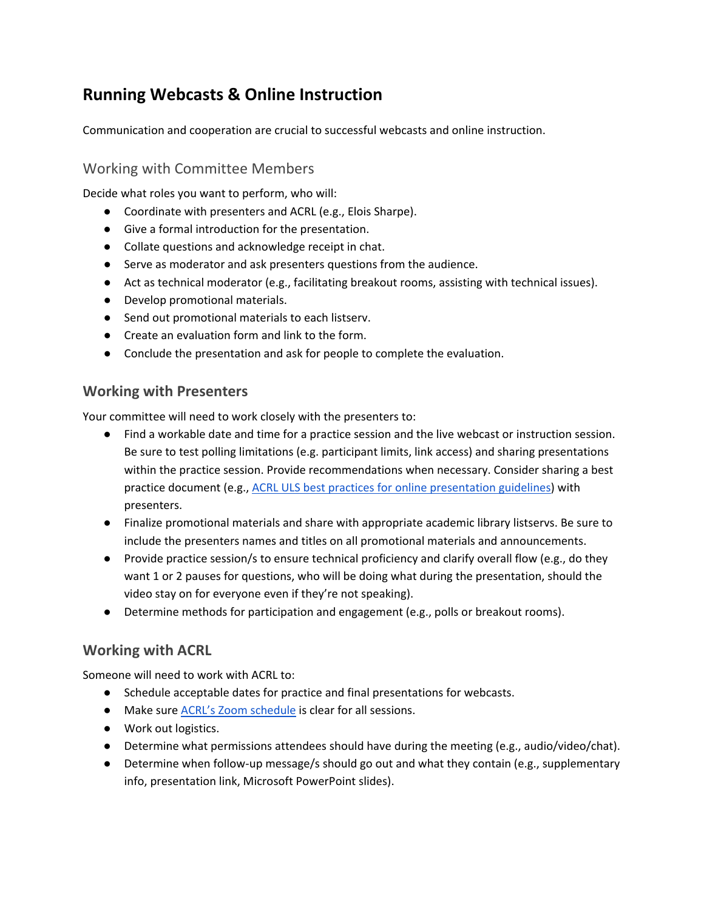# Running Webcasts & Online Instruction

Communication and cooperation are crucial to successful webcasts and online instruction.

## Working with Committee Members

Decide what roles you want to perform, who will:

- Coordinate with presenters and ACRL (e.g., Elois Sharpe).
- Give a formal introduction for the presentation.
- Collate questions and acknowledge receipt in chat.
- Serve as moderator and ask presenters questions from the audience.
- Act as technical moderator (e.g., facilitating breakout rooms, assisting with technical issues).
- Develop promotional materials.
- Send out promotional materials to each listserv.
- Create an evaluation form and link to the form.
- Conclude the presentation and ask for people to complete the evaluation.

## Working with Presenters

Your committee will need to work closely with the presenters to:

- Find a workable date and time for a practice session and the live webcast or instruction session. Be sure to test polling limitations (e.g. participant limits, link access) and sharing presentations within the practice session. Provide recommendations when necessary. Consider sharing a best practice document (e.g., ACRL ULS best practices for online presentation guidelines) with presenters.
- Finalize promotional materials and share with appropriate academic library listservs. Be sure to include the presenters names and titles on all promotional materials and announcements.
- Provide practice session/s to ensure technical proficiency and clarify overall flow (e.g., do they want 1 or 2 pauses for questions, who will be doing what during the presentation, should the video stay on for everyone even if they're not speaking).
- Determine methods for participation and engagement (e.g., polls or breakout rooms).

## Working with ACRL

Someone will need to work with ACRL to:

- Schedule acceptable dates for practice and final presentations for webcasts.
- Make sure ACRL's Zoom schedule is clear for all sessions.
- Work out logistics.
- Determine what permissions attendees should have during the meeting (e.g., audio/video/chat).
- Determine when follow-up message/s should go out and what they contain (e.g., supplementary info, presentation link, Microsoft PowerPoint slides).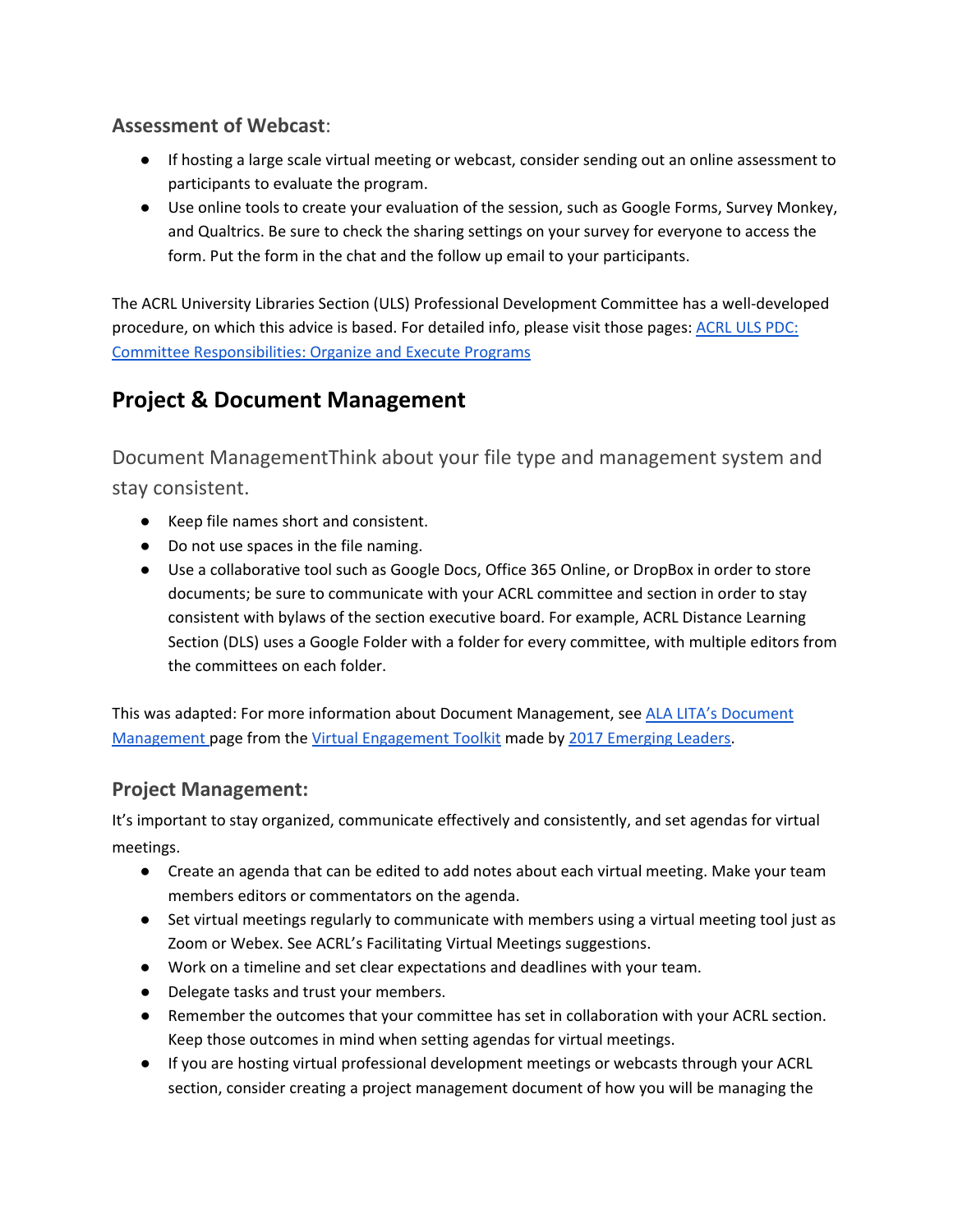### Assessment of Webcast:

- If hosting a large scale virtual meeting or webcast, consider sending out an online assessment to participants to evaluate the program.
- Use online tools to create your evaluation of the session, such as Google Forms, Survey Monkey, and Qualtrics. Be sure to check the sharing settings on your survey for everyone to access the form. Put the form in the chat and the follow up email to your participants.

The ACRL University Libraries Section (ULS) Professional Development Committee has a well-developed procedure, on which this advice is based. For detailed info, please visit those pages: ACRL ULS PDC: Committee Responsibilities: Organize and Execute Programs

## Project & Document Management

### Document ManagementThink about your file type and management system and stay consistent.

- Keep file names short and consistent.
- Do not use spaces in the file naming.
- Use a collaborative tool such as Google Docs, Office 365 Online, or DropBox in order to store documents; be sure to communicate with your ACRL committee and section in order to stay consistent with bylaws of the section executive board. For example, ACRL Distance Learning Section (DLS) uses a Google Folder with a folder for every committee, with multiple editors from the committees on each folder.

This was adapted: For more information about Document Management, see ALA LITA's Document Management page from the Virtual Engagement Toolkit made by 2017 Emerging Leaders.

### Project Management:

It's important to stay organized, communicate effectively and consistently, and set agendas for virtual meetings.

- Create an agenda that can be edited to add notes about each virtual meeting. Make your team members editors or commentators on the agenda.
- Set virtual meetings regularly to communicate with members using a virtual meeting tool just as Zoom or Webex. See ACRL's Facilitating Virtual Meetings suggestions.
- Work on a timeline and set clear expectations and deadlines with your team.
- Delegate tasks and trust your members.
- Remember the outcomes that your committee has set in collaboration with your ACRL section. Keep those outcomes in mind when setting agendas for virtual meetings.
- If you are hosting virtual professional development meetings or webcasts through your ACRL section, consider creating a project management document of how you will be managing the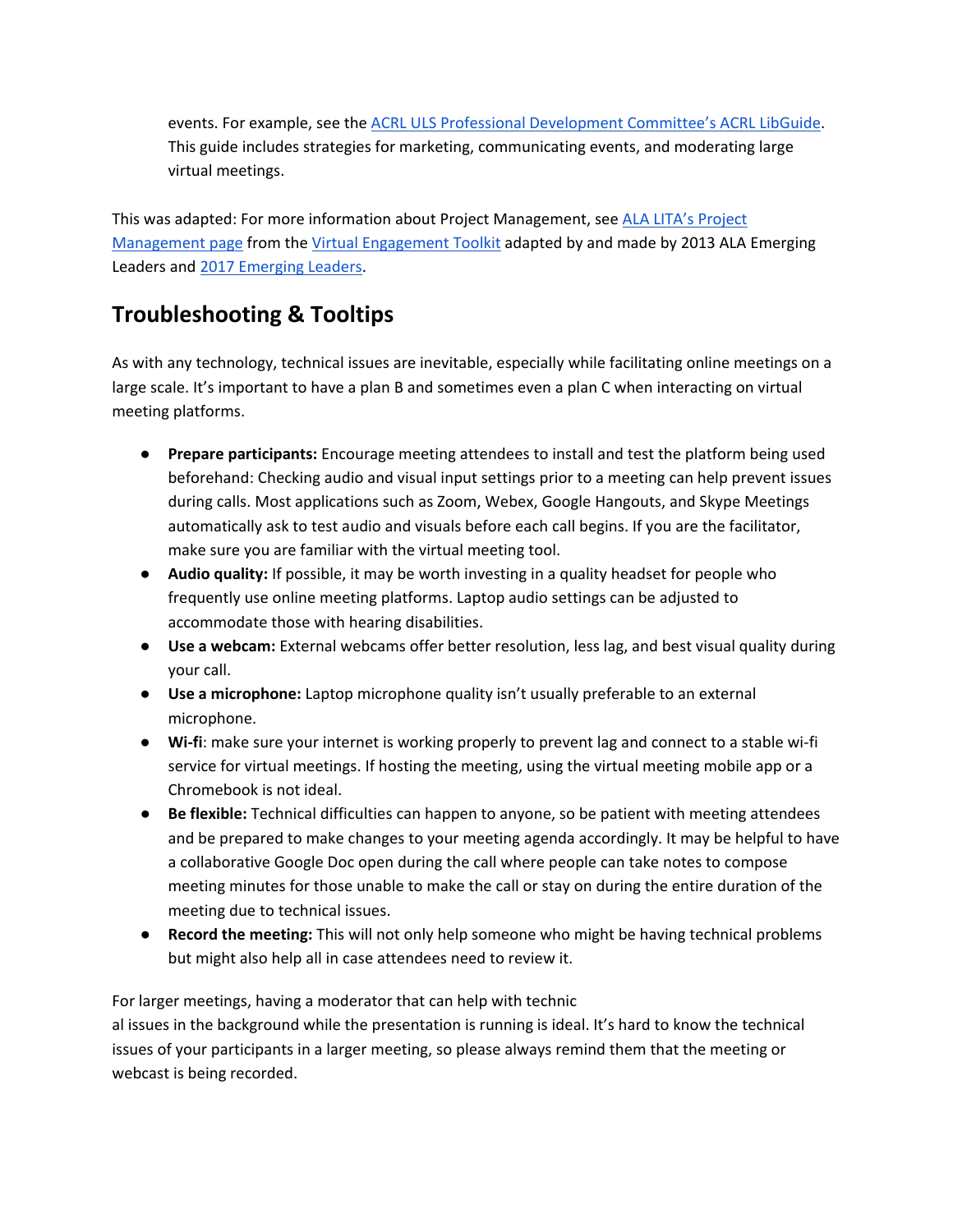events. For example, see the ACRL ULS Professional Development Committee's ACRL LibGuide. This guide includes strategies for marketing, communicating events, and moderating large virtual meetings.

This was adapted: For more information about Project Management, see ALA LITA's Project Management page from the Virtual Engagement Toolkit adapted by and made by 2013 ALA Emerging Leaders and 2017 Emerging Leaders.

## Troubleshooting & Tooltips

As with any technology, technical issues are inevitable, especially while facilitating online meetings on a large scale. It's important to have a plan B and sometimes even a plan C when interacting on virtual meeting platforms.

- **Prepare participants:** Encourage meeting attendees to install and test the platform being used beforehand: Checking audio and visual input settings prior to a meeting can help prevent issues during calls. Most applications such as Zoom, Webex, Google Hangouts, and Skype Meetings automatically ask to test audio and visuals before each call begins. If you are the facilitator, make sure you are familiar with the virtual meeting tool.
- **Audio quality:** If possible, it may be worth investing in a quality headset for people who frequently use online meeting platforms. Laptop audio settings can be adjusted to accommodate those with hearing disabilities.
- **Use a webcam:** External webcams offer better resolution, less lag, and best visual quality during your call.
- **Use a microphone:** Laptop microphone quality isn't usually preferable to an external microphone.
- **Wi-fi**: make sure your internet is working properly to prevent lag and connect to a stable wi-fi service for virtual meetings. If hosting the meeting, using the virtual meeting mobile app or a Chromebook is not ideal.
- **Be flexible:** Technical difficulties can happen to anyone, so be patient with meeting attendees and be prepared to make changes to your meeting agenda accordingly. It may be helpful to have a collaborative Google Doc open during the call where people can take notes to compose meeting minutes for those unable to make the call or stay on during the entire duration of the meeting due to technical issues.
- **Record the meeting:** This will not only help someone who might be having technical problems but might also help all in case attendees need to review it.

For larger meetings, having a moderator that can help with technical issues in the background while the presentation is running is ideal. It's hard to know the technical issues of your participants in a larger meeting, so please always remind them that the meeting or webcast is being recorded.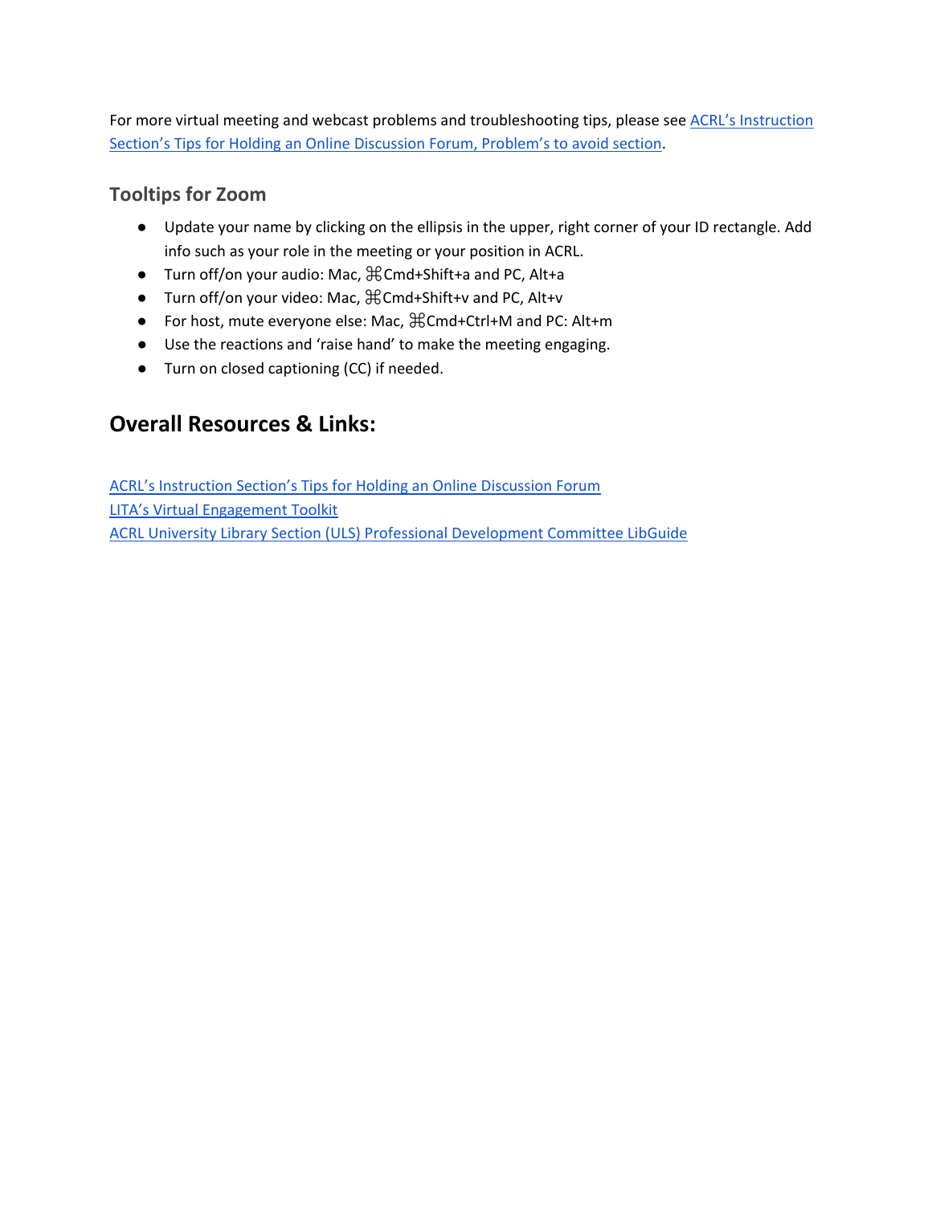For more virtual meeting and webcast problems and troubleshooting tips, please see [ACRL's Instruction Section's Tips for Holding an Online Discussion Forum, Problem's to avoid section]().

### Tooltips for Zoom

- Update your name by clicking on the ellipsis in the upper, right corner of your ID rectangle. Add info such as your role in the meeting or your position in ACRL.
- Turn off/on your audio: Mac, ⌘Cmd+Shift+a and PC, Alt+a
- Turn off/on your video: Mac, ⌘Cmd+Shift+v and PC, Alt+v
- For host, mute everyone else: Mac, ⌘Cmd+Ctrl+M and PC: Alt+m
- Use the reactions and 'raise hand' to make the meeting engaging.
- Turn on closed captioning (CC) if needed.

## Overall Resources & Links:

[ACRL's Instruction Section's Tips for Holding an Online Discussion Forum]()
[LITA's Virtual Engagement Toolkit]()
[ACRL University Library Section (ULS) Professional Development Committee LibGuide]()